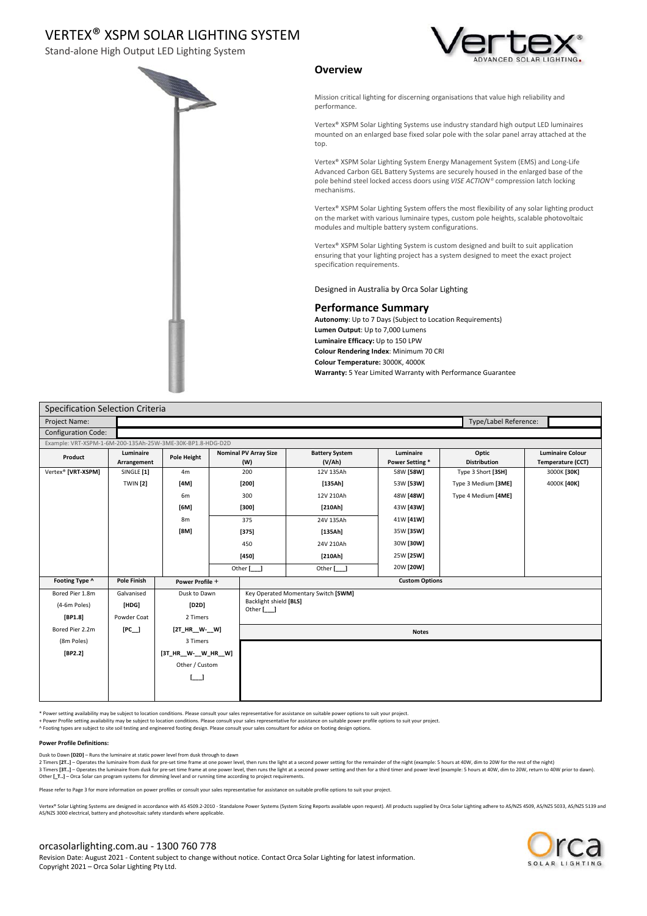# VERTEX® XSPM SOLAR LIGHTING SYSTEM

Stand-alone High Output LED Lighting System

## Overview

Mission critical lighting for discerning organisations that value high reliability and performance.

Vertex® XSPM Solar Lighting Systems use industry standard high output LED luminaires mounted on an enlarged base fixed solar pole with the solar panel array attached at the top.

Vertex® XSPM Solar Lighting System Energy Management System (EMS) and Long-Life Advanced Carbon GEL Battery Systems are securely housed in the enlarged base of the pole behind steel locked access doors using *VISE ACTION®* compression latch locking mechanisms.

Vertex® XSPM Solar Lighting System offers the most flexibility of any solar lighting product on the market with various luminaire types, custom pole heights, scalable photovoltaic modules and multiple battery system configurations.

Vertex® XSPM Solar Lighting System is custom designed and built to suit application ensuring that your lighting project has a system designed to meet the exact project specification requirements.

Designed in Australia by Orca Solar Lighting

## Performance Summary

**Autonomy**: Up to 7 Days (Subject to Location Requirements)
**Lumen Output**: Up to 7,000 Lumens
**Luminaire Efficacy:** Up to 150 LPW
**Colour Rendering Index**: Minimum 70 CRI
**Colour Temperature:** 3000K, 4000K
**Warranty:** 5 Year Limited Warranty with Performance Guarantee

## Specification Selection Criteria

Project Name: | Type/Label Reference:

Configuration Code:

Example: VRT-XSPM-1-6M-200-135Ah-25W-3ME-30K-BP1.8-HDG-D2D

| Product | Luminaire Arrangement | Pole Height | Nominal PV Array Size (W) | Battery System (V/Ah) | Luminaire Power Setting * | Optic Distribution | Luminaire Colour Temperature (CCT) |
|---|---|---|---|---|---|---|---|
| Vertex® [VRT-XSPM] | SINGLE [1] | 4m [4M] | 200 [200] | 12V 135Ah [135Ah] | 58W [58W] | Type 3 Short [3SH] | 3000K [30K] |
| | TWIN [2] | 6m [6M] | 300 [300] | 12V 210Ah [210Ah] | 53W [53W] | Type 3 Medium [3ME] | 4000K [40K] |
| | | 8m [8M] | 375 [375] | 24V 135Ah [135Ah] | 48W [48W] | Type 4 Medium [4ME] | |
| | | | 450 [450] | 24V 210Ah [210Ah] | 43W [43W] | | |
| | | | Other [___] | Other [___] | 41W [41W] | | |
| | | | | | 35W [35W] | | |
| | | | | | 30W [30W] | | |
| | | | | | 25W [25W] | | |
| | | | | | 20W [20W] | | |

| Footing Type ^ | Pole Finish | Power Profile + | Custom Options |
|---|---|---|---|
| Bored Pier 1.8m (4-6m Poles) [BP1.8] | Galvanised [HDG] | Dusk to Dawn [D2D] | Key Operated Momentary Switch [SWM] |
| Bored Pier 2.2m (8m Poles) [BP2.2] | Powder Coat [PC__] | 2 Timers [2T_HR__W-__W] | Backlight shield [BLS] |
| | | 3 Timers [3T_HR__W-__W_HR__W] | Other [___] |
| | | Other / Custom [___] | **Notes** |

\* Power setting availability may be subject to location conditions. Please consult your sales representative for assistance on suitable power options to suit your project.
+ Power Profile setting availability may be subject to location conditions. Please consult your sales representative for assistance on suitable power profile options to suit your project.
^ Footing types are subject to site soil testing and engineered footing design. Please consult your sales consultant for advice on footing design options.

**Power Profile Definitions:**

Dusk to Dawn **[D2D]** – Runs the luminaire at static power level from dusk through to dawn
2 Timers **[2T..]** – Operates the luminaire from dusk for pre-set time frame at one power level, then runs the light at a second power setting for the remainder of the night (example: 5 hours at 40W, dim to 20W for the rest of the night)
3 Timers **[3T..]** – Operates the luminaire from dusk for pre-set time frame at one power level, then runs the light at a second power setting and then for a third timer and power level (example: 5 hours at 40W, dim to 20W, return to 40W prior to dawn).
Other **[_T..]** – Orca Solar can program systems for dimming level and or running time according to project requirements.

Please refer to Page 3 for more information on power profiles or consult your sales representative for assistance on suitable profile options to suit your project.

Vertex® Solar Lighting Systems are designed in accordance with AS 4509.2-2010 - Standalone Power Systems (System Sizing Reports available upon request). All products supplied by Orca Solar Lighting adhere to AS/NZS 4509, AS/NZS 5033, AS/NZS 5139 and AS/NZS 3000 electrical, battery and photovoltaic safety standards where applicable.

orcasolarlighting.com.au - 1300 760 778
Revision Date: August 2021 - Content subject to change without notice. Contact Orca Solar Lighting for latest information.
Copyright 2021 – Orca Solar Lighting Pty Ltd.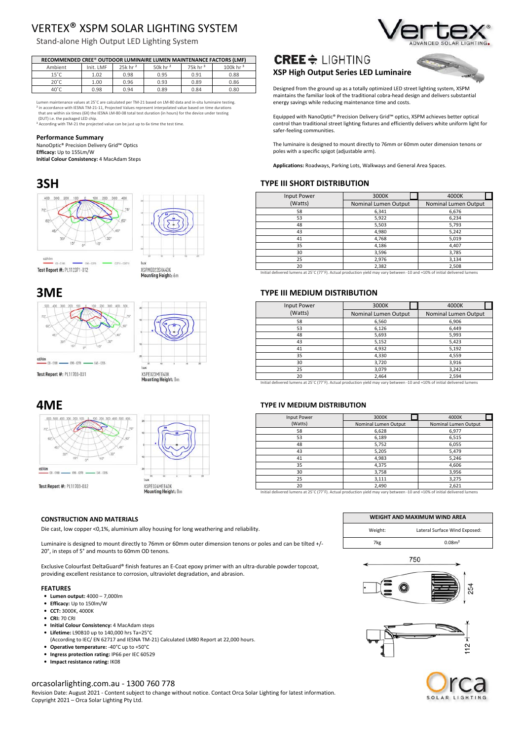# VERTEX® XSPM SOLAR LIGHTING SYSTEM

Stand-alone High Output LED Lighting System

| RECOMMENDED CREE® OUTDOOR LUMINAIRE LUMEN MAINTENANCE FACTORS (LMF) | | | | | |
|---|---|---|---|---|---|
| Ambient | Init. LMF | 25k hr [2] | 50k hr [2] | 75k hr [3] | 100k hr [3] |
| 15˚C | 1.02 | 0.98 | 0.95 | 0.91 | 0.88 |
| 20˚C | 1.00 | 0.96 | 0.93 | 0.89 | 0.86 |
| 40˚C | 0.98 | 0.94 | 0.89 | 0.84 | 0.80 |

Lumen maintenance values at 25˚C are calculated per TM-21 based on LM-80 data and in-situ luminaire testing.
[2] in accordance with IESNA TM-21-11, Projected Values represent interpolated value based on time durations that are within six times (6X) the IESNA LM-80-08 total test duration (in hours) for the device under testing (DUT) i.e. the packaged LED chip.
[3] According with TM-21 the projected value can be just up to 6x time the test time.

**Performance Summary**
NanoOptic® Precision Delivery Grid™ Optics
**Efficacy:** Up to 155Lm/W
**Initial Colour Consistency:** 4 MacAdam Steps

## CREE LIGHTING

### XSP High Output Series LED Luminaire

Designed from the ground up as a totally optimized LED street lighting system, XSPM maintains the familiar look of the traditional cobra-head design and delivers substantial energy savings while reducing maintenance time and costs.

Equipped with NanoOptic® Precision Delivery Grid™ optics, XSPM achieves better optical control than traditional street lighting fixtures and efficiently delivers white uniform light for safer-feeling communities.

The luminaire is designed to mount directly to 76mm or 60mm outer dimension tenons or poles with a specific spigot (adjustable arm).

**Applications:** Roadways, Parking Lots, Walkways and General Area Spaces.

## 3SH

Test Report #: PL112371-012

XSPME023SHA40K
Mounting Height: 6m

### TYPE III SHORT DISTRIBUTION

| Input Power (Watts) | 3000K Nominal Lumen Output | 4000K Nominal Lumen Output |
|---|---|---|
| 58 | 6,341 | 6,676 |
| 53 | 5,922 | 6,234 |
| 48 | 5,503 | 5,793 |
| 43 | 4,980 | 5,242 |
| 41 | 4,768 | 5,019 |
| 35 | 4,186 | 4,407 |
| 30 | 3,596 | 3,785 |
| 25 | 2,976 | 3,134 |
| 20 | 2,382 | 2,508 |

Initial delivered lumens at 25˚C (77˚F). Actual production yield may vary between -10 and +10% of initial delivered lumens

## 3ME

Test Report #: PL11703-031

XSPME023MEE40K
Mounting Height: 8m

### TYPE III MEDIUM DISTRIBUTION

| Input Power (Watts) | 3000K Nominal Lumen Output | 4000K Nominal Lumen Output |
|---|---|---|
| 58 | 6,560 | 6,906 |
| 53 | 6,126 | 6,449 |
| 48 | 5,693 | 5,993 |
| 43 | 5,152 | 5,423 |
| 41 | 4,932 | 5,192 |
| 35 | 4,330 | 4,559 |
| 30 | 3,720 | 3,916 |
| 25 | 3,079 | 3,242 |
| 20 | 2,464 | 2,594 |

Initial delivered lumens at 25˚C (77˚F). Actual production yield may vary between -10 and +10% of initial delivered lumens

## 4ME

Test Report #: PL11703-032

XSPE024MEE40K
Mounting Height: 8m

### TYPE IV MEDIUM DISTRIBUTION

| Input Power (Watts) | 3000K Nominal Lumen Output | 4000K Nominal Lumen Output |
|---|---|---|
| 58 | 6,628 | 6,977 |
| 53 | 6,189 | 6,515 |
| 48 | 5,752 | 6,055 |
| 43 | 5,205 | 5,479 |
| 41 | 4,983 | 5,246 |
| 35 | 4,375 | 4,606 |
| 30 | 3,758 | 3,956 |
| 25 | 3,111 | 3,275 |
| 20 | 2,490 | 2,621 |

Initial delivered lumens at 25˚C (77˚F). Actual production yield may vary between -10 and +10% of initial delivered lumens

#### CONSTRUCTION AND MATERIALS

Die cast, low copper <0,1%, aluminium alloy housing for long weathering and reliability.

Luminaire is designed to mount directly to 76mm or 60mm outer dimension tenons or poles and can be tilted +/- 20°, in steps of 5° and mounts to 60mm OD tenons.

Exclusive Colourfast DeltaGuard® finish features an E-Coat epoxy primer with an ultra-durable powder topcoat, providing excellent resistance to corrosion, ultraviolet degradation, and abrasion.

#### FEATURES

- **Lumen output:** 4000 – 7,000lm
- **Efficacy:** Up to 150lm/W
- **CCT:** 3000K, 4000K
- **CRI:** 70 CRI
- **Initial Colour Consistency:** 4 MacAdam steps
- **Lifetime:** L90B10 up to 140,000 hrs Ta=25°C
  (According to IEC/ EN 62717 and IESNA TM-21) Calculated LM80 Report at 22,000 hours.
- **Operative temperature:** -40°C up to +50°C
- **Ingress protection rating:** IP66 per IEC 60529
- **Impact resistance rating:** IK08

| WEIGHT AND MAXIMUM WIND AREA | |
|---|---|
| Weight: | Lateral Surface Wind Exposed: |
| 7kg | 0.08m² |

750

254

112

orcasolarlighting.com.au - 1300 760 778
Revision Date: August 2021 - Content subject to change without notice. Contact Orca Solar Lighting for latest information.
Copyright 2021 – Orca Solar Lighting Pty Ltd.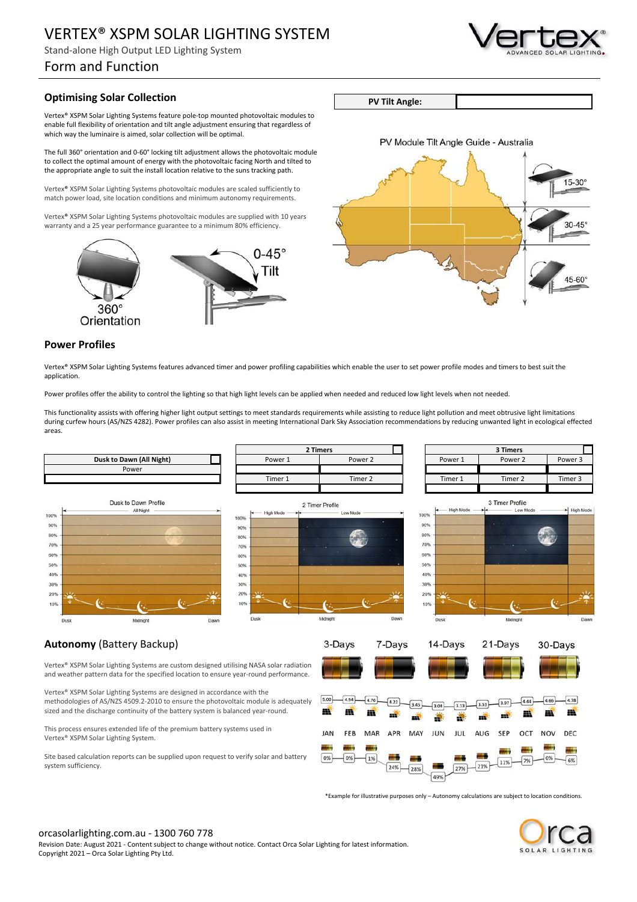# VERTEX® XSPM SOLAR LIGHTING SYSTEM

Stand-alone High Output LED Lighting System

## Form and Function

### Optimising Solar Collection

Vertex® XSPM Solar Lighting Systems feature pole-top mounted photovoltaic modules to enable full flexibility of orientation and tilt angle adjustment ensuring that regardless of which way the luminaire is aimed, solar collection will be optimal.

The full 360° orientation and 0-60° locking tilt adjustment allows the photovoltaic module to collect the optimal amount of energy with the photovoltaic facing North and tilted to the appropriate angle to suit the install location relative to the suns tracking path.

Vertex® XSPM Solar Lighting Systems photovoltaic modules are scaled sufficiently to match power load, site location conditions and minimum autonomy requirements.

Vertex® XSPM Solar Lighting Systems photovoltaic modules are supplied with 10 years warranty and a 25 year performance guarantee to a minimum 80% efficiency.

360° Orientation

0-45° Tilt

| PV Tilt Angle: | |
|---|---|

PV Module Tilt Angle Guide - Australia

15-30°

30-45°

45-60°

### Power Profiles

Vertex® XSPM Solar Lighting Systems features advanced timer and power profiling capabilities which enable the user to set power profile modes and timers to best suit the application.

Power profiles offer the ability to control the lighting so that high light levels can be applied when needed and reduced low light levels when not needed.

This functionality assists with offering higher light output settings to meet standards requirements while assisting to reduce light pollution and meet obtrusive light limitations during curfew hours (AS/NZS 4282). Power profiles can also assist in meeting International Dark Sky Association recommendations by reducing unwanted light in ecological effected areas.

| Dusk to Dawn (All Night) |
|---|
| Power |
| |

| 2 Timers | |
|---|---|
| Power 1 | Power 2 |
| | |
| Timer 1 | Timer 2 |
| | |

| 3 Timers | | |
|---|---|---|
| Power 1 | Power 2 | Power 3 |
| | | |
| Timer 1 | Timer 2 | Timer 3 |
| | | |

Dusk to Dawn Profile — All Night

2 Timer Profile — High Mode / Low Mode

3 Timer Profile — High Mode / Low Mode / High Mode

### Autonomy (Battery Backup)

Vertex® XSPM Solar Lighting Systems are custom designed utilising NASA solar radiation and weather pattern data for the specified location to ensure year-round performance.

Vertex® XSPM Solar Lighting Systems are designed in accordance with the methodologies of AS/NZS 4509.2-2010 to ensure the photovoltaic module is adequately sized and the discharge continuity of the battery system is balanced year-round.

This process ensures extended life of the premium battery systems used in Vertex® XSPM Solar Lighting System.

Site based calculation reports can be supplied upon request to verify solar and battery system sufficiency.

3-Days | 7-Days | 14-Days | 21-Days | 30-Days

| | JAN | FEB | MAR | APR | MAY | JUN | JUL | AUG | SEP | OCT | NOV | DEC |
|---|---|---|---|---|---|---|---|---|---|---|---|---|
| Solar | 5.00 | 4.94 | 4.76 | 4.22 | 3.45 | 3.04 | 3.13 | 3.53 | 3.97 | 4.44 | 4.66 | 4.78 |
| Battery discharge | 0% | 0% | 1% | 24% | 28% | 49% | 27% | 21% | 11% | 7% | 0% | 6% |

*Example for illustrative purposes only – Autonomy calculations are subject to location conditions.

orcasolarlighting.com.au - 1300 760 778

Revision Date: August 2021 - Content subject to change without notice. Contact Orca Solar Lighting for latest information.

Copyright 2021 – Orca Solar Lighting Pty Ltd.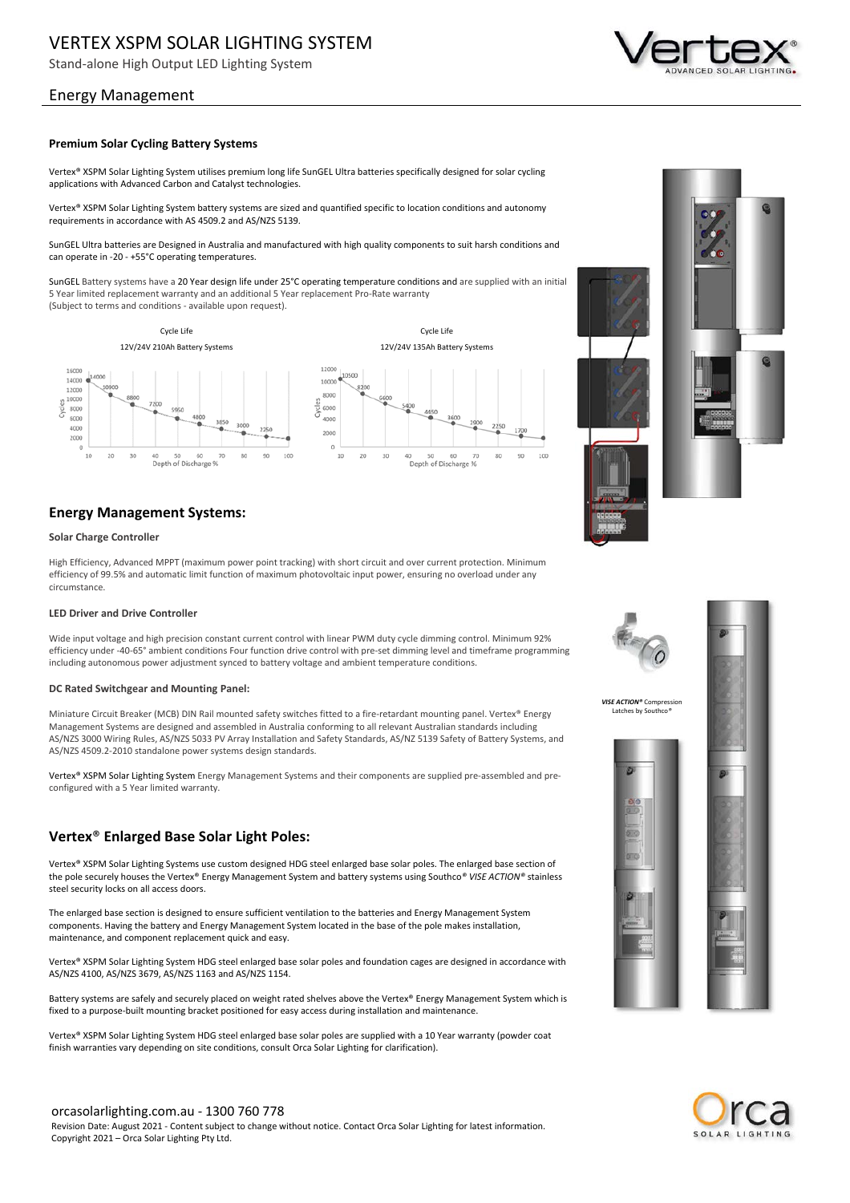# VERTEX XSPM SOLAR LIGHTING SYSTEM

Stand-alone High Output LED Lighting System

## Energy Management

### Premium Solar Cycling Battery Systems

Vertex® XSPM Solar Lighting System utilises premium long life SunGEL Ultra batteries specifically designed for solar cycling applications with Advanced Carbon and Catalyst technologies.

Vertex® XSPM Solar Lighting System battery systems are sized and quantified specific to location conditions and autonomy requirements in accordance with AS 4509.2 and AS/NZS 5139.

SunGEL Ultra batteries are Designed in Australia and manufactured with high quality components to suit harsh conditions and can operate in -20 - +55°C operating temperatures.

SunGEL Battery systems have a 20 Year design life under 25°C operating temperature conditions and are supplied with an initial 5 Year limited replacement warranty and an additional 5 Year replacement Pro-Rate warranty (Subject to terms and conditions - available upon request).

Cycle Life

12V/24V 210Ah Battery Systems

| Depth of Discharge % | 10 | 20 | 30 | 40 | 50 | 60 | 70 | 80 | 90 |
|---|---|---|---|---|---|---|---|---|---|
| Cycles | 14000 | 10900 | 8800 | 7200 | 5950 | 4800 | 3850 | 3000 | 2250 |

Cycle Life

12V/24V 135Ah Battery Systems

| Depth of Discharge % | 10 | 20 | 30 | 40 | 50 | 60 | 70 | 80 | 90 |
|---|---|---|---|---|---|---|---|---|---|
| Cycles | 10500 | 8200 | 6600 | 5400 | 4450 | 3600 | 2900 | 2250 | 1700 |

## Energy Management Systems:

### Solar Charge Controller

High Efficiency, Advanced MPPT (maximum power point tracking) with short circuit and over current protection. Minimum efficiency of 99.5% and automatic limit function of maximum photovoltaic input power, ensuring no overload under any circumstance.

### LED Driver and Drive Controller

Wide input voltage and high precision constant current control with linear PWM duty cycle dimming control. Minimum 92% efficiency under -40-65° ambient conditions Four function drive control with pre-set dimming level and timeframe programming including autonomous power adjustment synced to battery voltage and ambient temperature conditions.

### DC Rated Switchgear and Mounting Panel:

Miniature Circuit Breaker (MCB) DIN Rail mounted safety switches fitted to a fire-retardant mounting panel. Vertex® Energy Management Systems are designed and assembled in Australia conforming to all relevant Australian standards including AS/NZS 3000 Wiring Rules, AS/NZS 5033 PV Array Installation and Safety Standards, AS/NZ 5139 Safety of Battery Systems, and AS/NZS 4509.2-2010 standalone power systems design standards.

Vertex® XSPM Solar Lighting System Energy Management Systems and their components are supplied pre-assembled and pre-configured with a 5 Year limited warranty.

## Vertex® Enlarged Base Solar Light Poles:

Vertex® XSPM Solar Lighting Systems use custom designed HDG steel enlarged base solar poles. The enlarged base section of the pole securely houses the Vertex® Energy Management System and battery systems using Southco® *VISE ACTION*® stainless steel security locks on all access doors.

The enlarged base section is designed to ensure sufficient ventilation to the batteries and Energy Management System components. Having the battery and Energy Management System located in the base of the pole makes installation, maintenance, and component replacement quick and easy.

Vertex® XSPM Solar Lighting System HDG steel enlarged base solar poles and foundation cages are designed in accordance with AS/NZS 4100, AS/NZS 3679, AS/NZS 1163 and AS/NZS 1154.

Battery systems are safely and securely placed on weight rated shelves above the Vertex® Energy Management System which is fixed to a purpose-built mounting bracket positioned for easy access during installation and maintenance.

Vertex® XSPM Solar Lighting System HDG steel enlarged base solar poles are supplied with a 10 Year warranty (powder coat finish warranties vary depending on site conditions, consult Orca Solar Lighting for clarification).

***VISE ACTION*® Compression Latches by Southco®**

orcasolarlighting.com.au - 1300 760 778

Revision Date: August 2021 - Content subject to change without notice. Contact Orca Solar Lighting for latest information.

Copyright 2021 – Orca Solar Lighting Pty Ltd.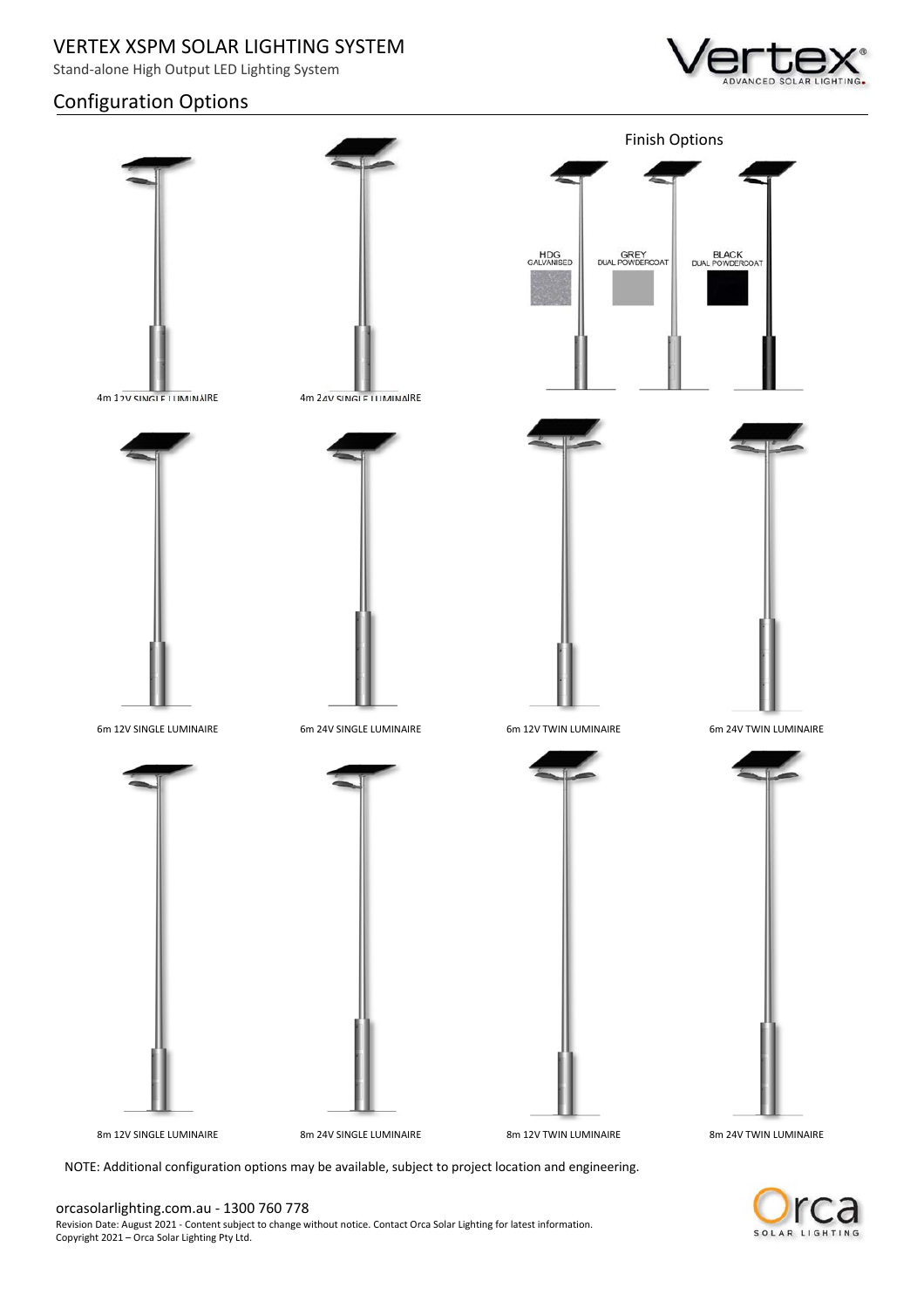# Configuration Options

Finish Options

HDG GALVANISED

GREY DUAL POWDERCOAT

BLACK DUAL POWDERCOAT

4m 12V SINGLE LUMINAIRE

4m 24V SINGLE LUMINAIRE

6m 12V SINGLE LUMINAIRE

6m 24V SINGLE LUMINAIRE

6m 12V TWIN LUMINAIRE

6m 24V TWIN LUMINAIRE

8m 12V SINGLE LUMINAIRE

8m 24V SINGLE LUMINAIRE

8m 12V TWIN LUMINAIRE

8m 24V TWIN LUMINAIRE

NOTE: Additional configuration options may be available, subject to project location and engineering.

orcasolarlighting.com.au - 1300 760 778

Revision Date: August 2021 - Content subject to change without notice. Contact Orca Solar Lighting for latest information.
Copyright 2021 – Orca Solar Lighting Pty Ltd.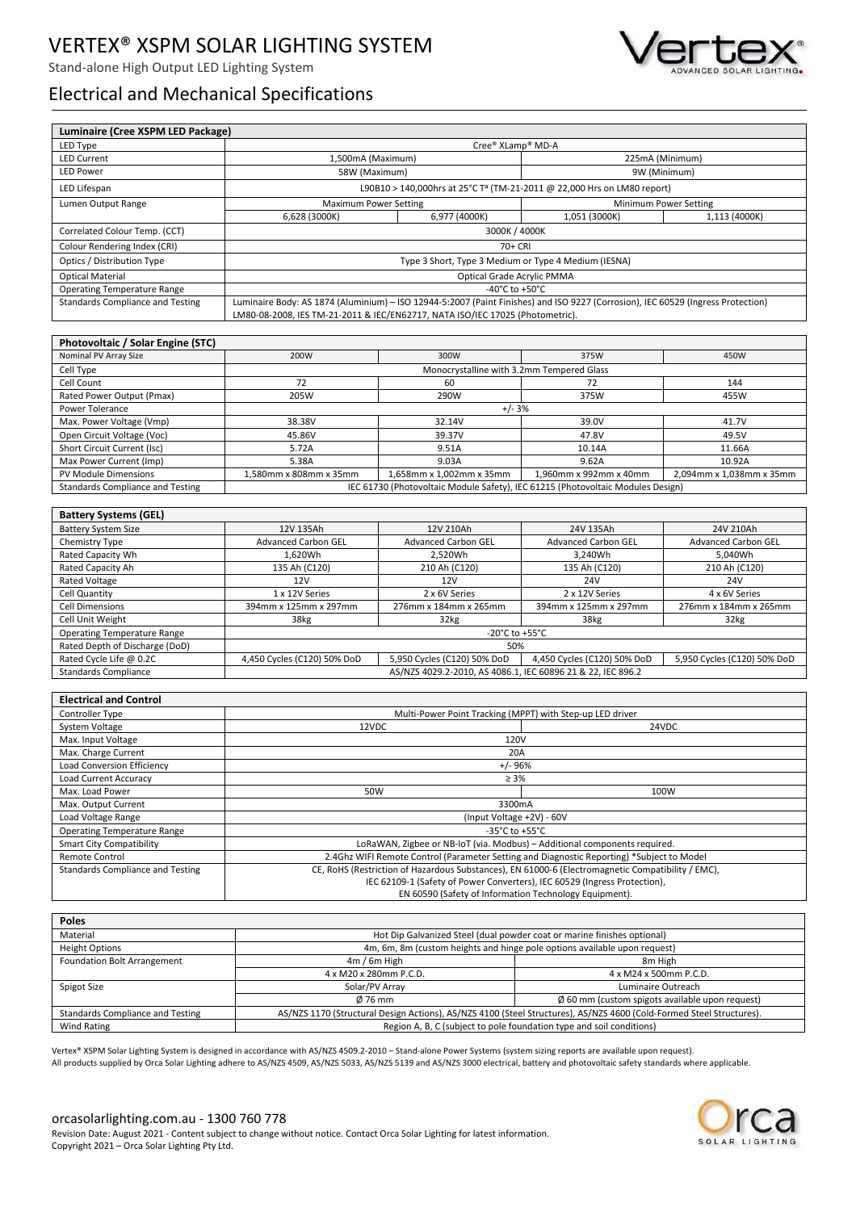# VERTEX® XSPM SOLAR LIGHTING SYSTEM

Stand-alone High Output LED Lighting System

## Electrical and Mechanical Specifications

| Luminaire (Cree XSPM LED Package) | | | | |
|---|---|---|---|---|
| LED Type | Cree® XLamp® MD-A | | | |
| LED Current | 1,500mA (Maximum) | | 225mA (Minimum) | |
| LED Power | 58W (Maximum) | | 9W (Minimum) | |
| LED Lifespan | L90B10 > 140,000hrs at 25°C Tª (TM-21-2011 @ 22,000 Hrs on LM80 report) | | | |
| Lumen Output Range | Maximum Power Setting | | Minimum Power Setting | |
| | 6,628 (3000K) | 6,977 (4000K) | 1,051 (3000K) | 1,113 (4000K) |
| Correlated Colour Temp. (CCT) | 3000K / 4000K | | | |
| Colour Rendering Index (CRI) | 70+ CRI | | | |
| Optics / Distribution Type | Type 3 Short, Type 3 Medium or Type 4 Medium (IESNA) | | | |
| Optical Material | Optical Grade Acrylic PMMA | | | |
| Operating Temperature Range | -40°C to +50°C | | | |
| Standards Compliance and Testing | Luminaire Body: AS 1874 (Aluminium) – ISO 12944-5:2007 (Paint Finishes) and ISO 9227 (Corrosion), IEC 60529 (Ingress Protection) LM80-08-2008, IES TM-21-2011 & IEC/EN62717, NATA ISO/IEC 17025 (Photometric). | | | |

| Photovoltaic / Solar Engine (STC) | | | | |
|---|---|---|---|---|
| Nominal PV Array Size | 200W | 300W | 375W | 450W |
| Cell Type | Monocrystalline with 3.2mm Tempered Glass | | | |
| Cell Count | 72 | 60 | 72 | 144 |
| Rated Power Output (Pmax) | 205W | 290W | 375W | 455W |
| Power Tolerance | +/- 3% | | | |
| Max. Power Voltage (Vmp) | 38.38V | 32.14V | 39.0V | 41.7V |
| Open Circuit Voltage (Voc) | 45.86V | 39.37V | 47.8V | 49.5V |
| Short Circuit Current (Isc) | 5.72A | 9.51A | 10.14A | 11.66A |
| Max Power Current (Imp) | 5.38A | 9.03A | 9.62A | 10.92A |
| PV Module Dimensions | 1,580mm x 808mm x 35mm | 1,658mm x 1,002mm x 35mm | 1,960mm x 992mm x 40mm | 2,094mm x 1,038mm x 35mm |
| Standards Compliance and Testing | IEC 61730 (Photovoltaic Module Safety), IEC 61215 (Photovoltaic Modules Design) | | | |

| Battery Systems (GEL) | | | | |
|---|---|---|---|---|
| Battery System Size | 12V 135Ah | 12V 210Ah | 24V 135Ah | 24V 210Ah |
| Chemistry Type | Advanced Carbon GEL | Advanced Carbon GEL | Advanced Carbon GEL | Advanced Carbon GEL |
| Rated Capacity Wh | 1,620Wh | 2,520Wh | 3,240Wh | 5,040Wh |
| Rated Capacity Ah | 135 Ah (C120) | 210 Ah (C120) | 135 Ah (C120) | 210 Ah (C120) |
| Rated Voltage | 12V | 12V | 24V | 24V |
| Cell Quantity | 1 x 12V Series | 2 x 6V Series | 2 x 12V Series | 4 x 6V Series |
| Cell Dimensions | 394mm x 125mm x 297mm | 276mm x 184mm x 265mm | 394mm x 125mm x 297mm | 276mm x 184mm x 265mm |
| Cell Unit Weight | 38kg | 32kg | 38kg | 32kg |
| Operating Temperature Range | -20°C to +55°C | | | |
| Rated Depth of Discharge (DoD) | 50% | | | |
| Rated Cycle Life @ 0.2C | 4,450 Cycles (C120) 50% DoD | 5,950 Cycles (C120) 50% DoD | 4,450 Cycles (C120) 50% DoD | 5,950 Cycles (C120) 50% DoD |
| Standards Compliance | AS/NZS 4029.2-2010, AS 4086.1, IEC 60896 21 & 22, IEC 896.2 | | | |

| Electrical and Control | | |
|---|---|---|
| Controller Type | Multi-Power Point Tracking (MPPT) with Step-up LED driver | |
| System Voltage | 12VDC | 24VDC |
| Max. Input Voltage | 120V | |
| Max. Charge Current | 20A | |
| Load Conversion Efficiency | +/- 96% | |
| Load Current Accuracy | ≥ 3% | |
| Max. Load Power | 50W | 100W |
| Max. Output Current | 3300mA | |
| Load Voltage Range | (Input Voltage +2V) - 60V | |
| Operating Temperature Range | -35°C to +55°C | |
| Smart City Compatibility | LoRaWAN, Zigbee or NB-IoT (via. Modbus) – Additional components required. | |
| Remote Control | 2.4Ghz WIFI Remote Control (Parameter Setting and Diagnostic Reporting) *Subject to Model | |
| Standards Compliance and Testing | CE, RoHS (Restriction of Hazardous Substances), EN 61000-6 (Electromagnetic Compatibility / EMC), IEC 62109-1 (Safety of Power Converters), IEC 60529 (Ingress Protection), EN 60590 (Safety of Information Technology Equipment). | |

| Poles | | |
|---|---|---|
| Material | Hot Dip Galvanized Steel (dual powder coat or marine finishes optional) | |
| Height Options | 4m, 6m, 8m (custom heights and hinge pole options available upon request) | |
| Foundation Bolt Arrangement | 4m / 6m High | 8m High |
| | 4 x M20 x 280mm P.C.D. | 4 x M24 x 500mm P.C.D. |
| Spigot Size | Solar/PV Array | Luminaire Outreach |
| | Ø 76 mm | Ø 60 mm (custom spigots available upon request) |
| Standards Compliance and Testing | AS/NZS 1170 (Structural Design Actions), AS/NZS 4100 (Steel Structures), AS/NZS 4600 (Cold-Formed Steel Structures). | |
| Wind Rating | Region A, B, C (subject to pole foundation type and soil conditions) | |

Vertex® XSPM Solar Lighting System is designed in accordance with AS/NZS 4509.2-2010 – Stand-alone Power Systems (system sizing reports are available upon request).
All products supplied by Orca Solar Lighting adhere to AS/NZS 4509, AS/NZS 5033, AS/NZS 5139 and AS/NZS 3000 electrical, battery and photovoltaic safety standards where applicable.

orcasolarlighting.com.au - 1300 760 778
Revision Date: August 2021 - Content subject to change without notice. Contact Orca Solar Lighting for latest information.
Copyright 2021 – Orca Solar Lighting Pty Ltd.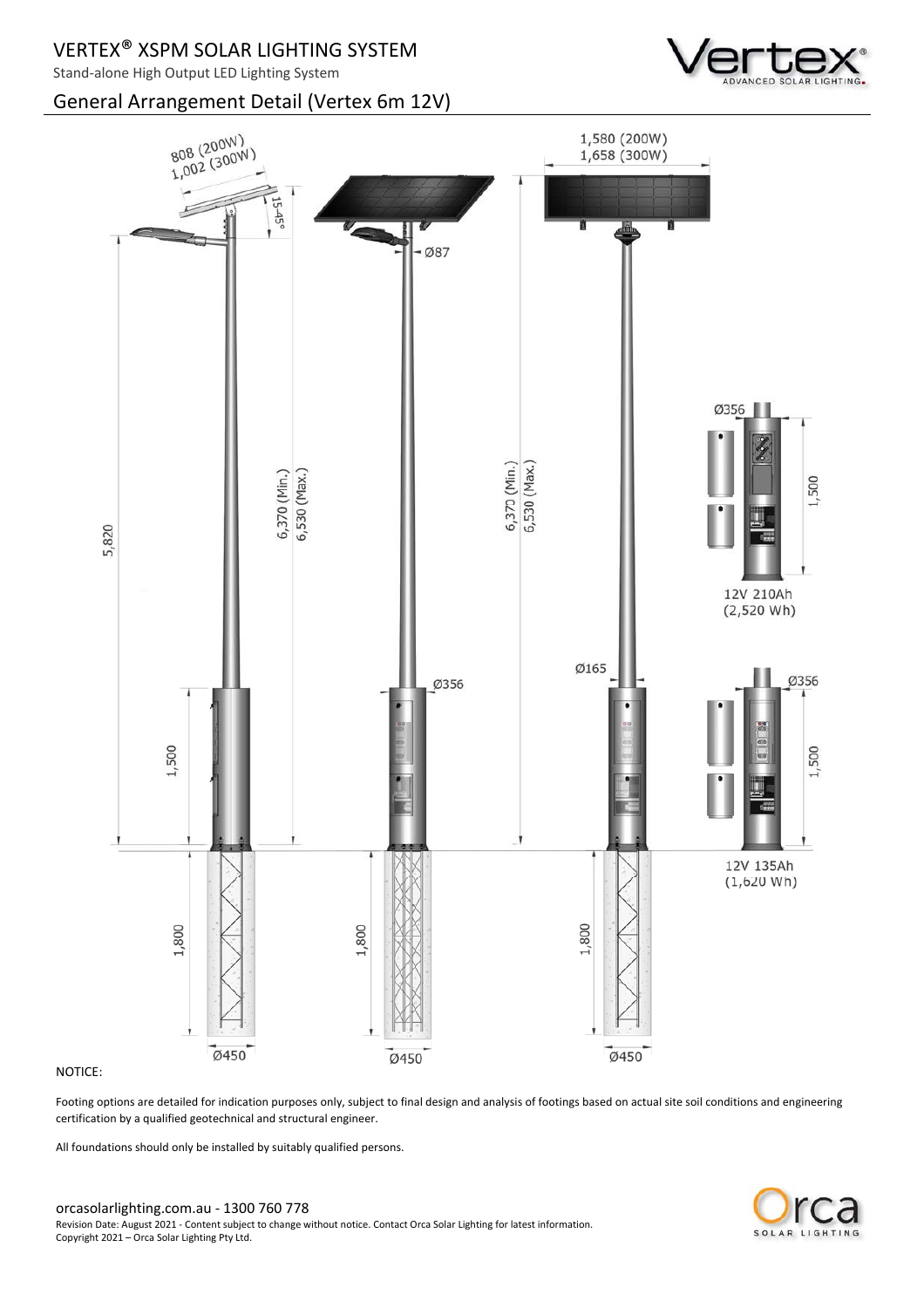# VERTEX® XSPM SOLAR LIGHTING SYSTEM

Stand-alone High Output LED Lighting System

## General Arrangement Detail (Vertex 6m 12V)

808 (200W)
1,002 (300W)

15-45°

Ø87

1,580 (200W)
1,658 (300W)

5,820

6,370 (Min.)
6,530 (Max.)

6,370 (Min.)
6,530 (Max.)

Ø356

1,500

12V 210Ah
(2,520 Wh)

Ø165

Ø356

Ø356

1,500

1,500

12V 135Ah
(1,620 Wh)

1,800

1,800

1,800

Ø450

Ø450

Ø450

NOTICE:

Footing options are detailed for indication purposes only, subject to final design and analysis of footings based on actual site soil conditions and engineering certification by a qualified geotechnical and structural engineer.

All foundations should only be installed by suitably qualified persons.

orcasolarlighting.com.au - 1300 760 778

Revision Date: August 2021 - Content subject to change without notice. Contact Orca Solar Lighting for latest information.
Copyright 2021 – Orca Solar Lighting Pty Ltd.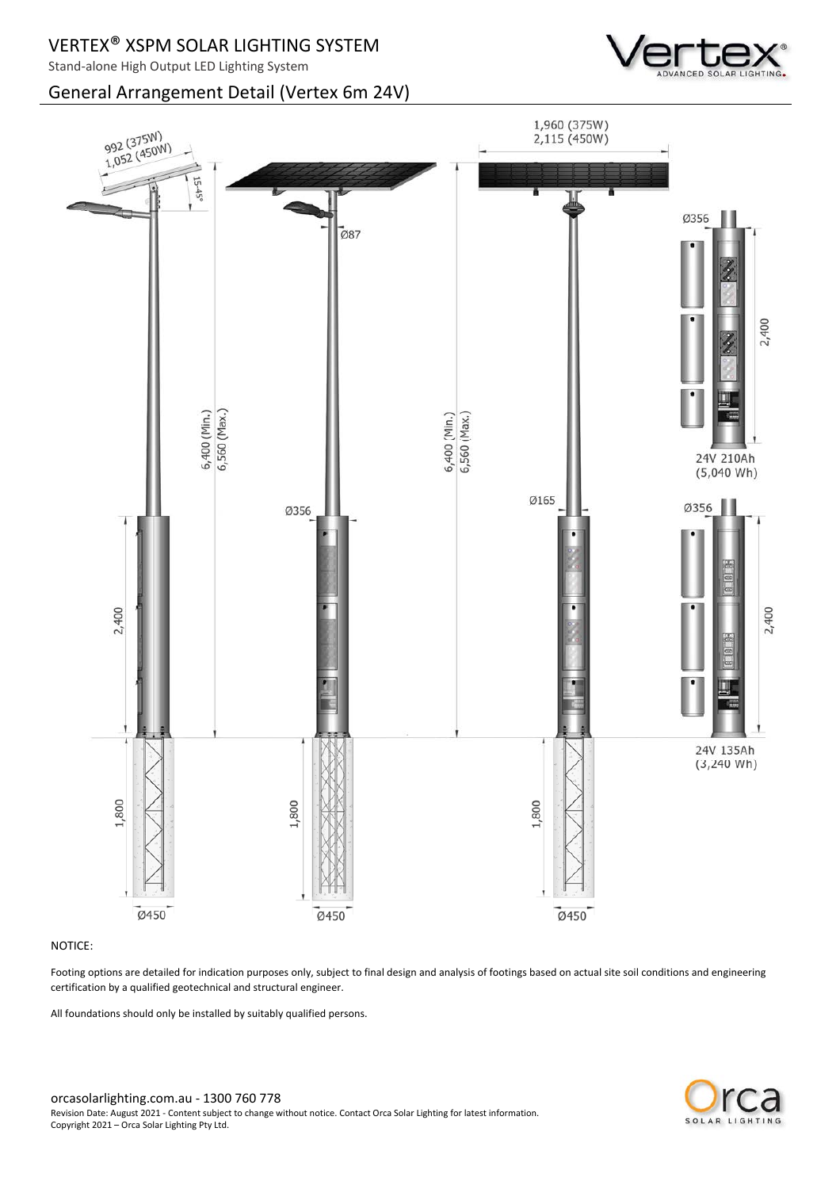# VERTEX® XSPM SOLAR LIGHTING SYSTEM

Stand-alone High Output LED Lighting System

## General Arrangement Detail (Vertex 6m 24V)

992 (375W)
1,052 (450W)

15-45°

1,960 (375W)
2,115 (450W)

Ø87

Ø356

6,400 (Min.)
6,560 (Max.)

2,400

24V 210Ah
(5,040 Wh)

Ø165

Ø356

2,400

24V 135Ah
(3,240 Wh)

1,800

Ø450

NOTICE:

Footing options are detailed for indication purposes only, subject to final design and analysis of footings based on actual site soil conditions and engineering certification by a qualified geotechnical and structural engineer.

All foundations should only be installed by suitably qualified persons.

orcasolarlighting.com.au - 1300 760 778
Revision Date: August 2021 - Content subject to change without notice. Contact Orca Solar Lighting for latest information.
Copyright 2021 – Orca Solar Lighting Pty Ltd.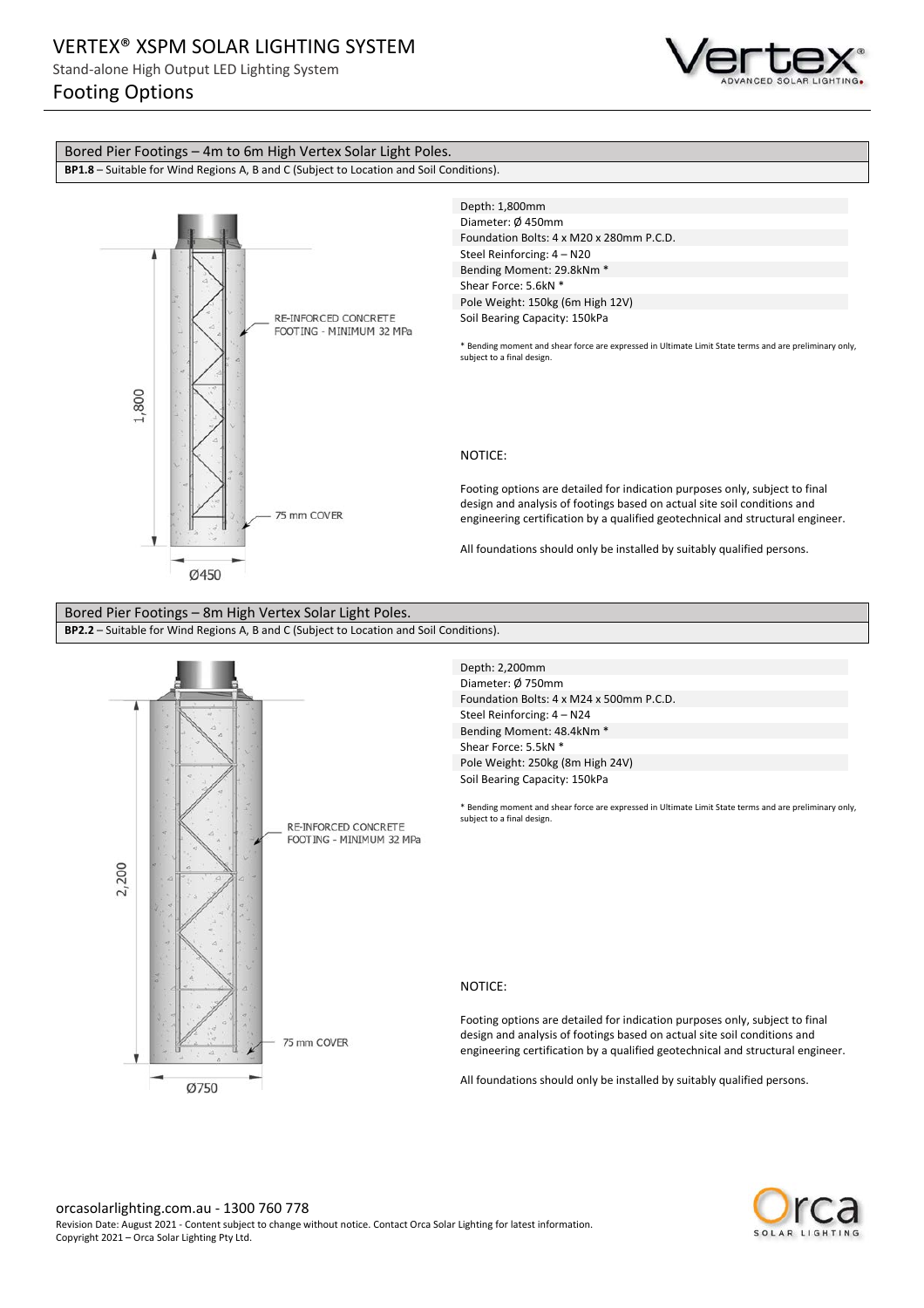# VERTEX® XSPM SOLAR LIGHTING SYSTEM

Stand-alone High Output LED Lighting System

## Footing Options

### Bored Pier Footings – 4m to 6m High Vertex Solar Light Poles.

**BP1.8** – Suitable for Wind Regions A, B and C (Subject to Location and Soil Conditions).

RE-INFORCED CONCRETE FOOTING - MINIMUM 32 MPa

75 mm COVER

1,800

Ø450

Depth: 1,800mm
Diameter: Ø 450mm
Foundation Bolts: 4 x M20 x 280mm P.C.D.
Steel Reinforcing: 4 – N20
Bending Moment: 29.8kNm *
Shear Force: 5.6kN *
Pole Weight: 150kg (6m High 12V)
Soil Bearing Capacity: 150kPa

* Bending moment and shear force are expressed in Ultimate Limit State terms and are preliminary only, subject to a final design.

NOTICE:

Footing options are detailed for indication purposes only, subject to final design and analysis of footings based on actual site soil conditions and engineering certification by a qualified geotechnical and structural engineer.

All foundations should only be installed by suitably qualified persons.

### Bored Pier Footings – 8m High Vertex Solar Light Poles.

**BP2.2** – Suitable for Wind Regions A, B and C (Subject to Location and Soil Conditions).

RE-INFORCED CONCRETE FOOTING - MINIMUM 32 MPa

75 mm COVER

2,200

Ø750

Depth: 2,200mm
Diameter: Ø 750mm
Foundation Bolts: 4 x M24 x 500mm P.C.D.
Steel Reinforcing: 4 – N24
Bending Moment: 48.4kNm *
Shear Force: 5.5kN *
Pole Weight: 250kg (8m High 24V)
Soil Bearing Capacity: 150kPa

* Bending moment and shear force are expressed in Ultimate Limit State terms and are preliminary only, subject to a final design.

NOTICE:

Footing options are detailed for indication purposes only, subject to final design and analysis of footings based on actual site soil conditions and engineering certification by a qualified geotechnical and structural engineer.

All foundations should only be installed by suitably qualified persons.

orcasolarlighting.com.au - 1300 760 778
Revision Date: August 2021 - Content subject to change without notice. Contact Orca Solar Lighting for latest information.
Copyright 2021 – Orca Solar Lighting Pty Ltd.